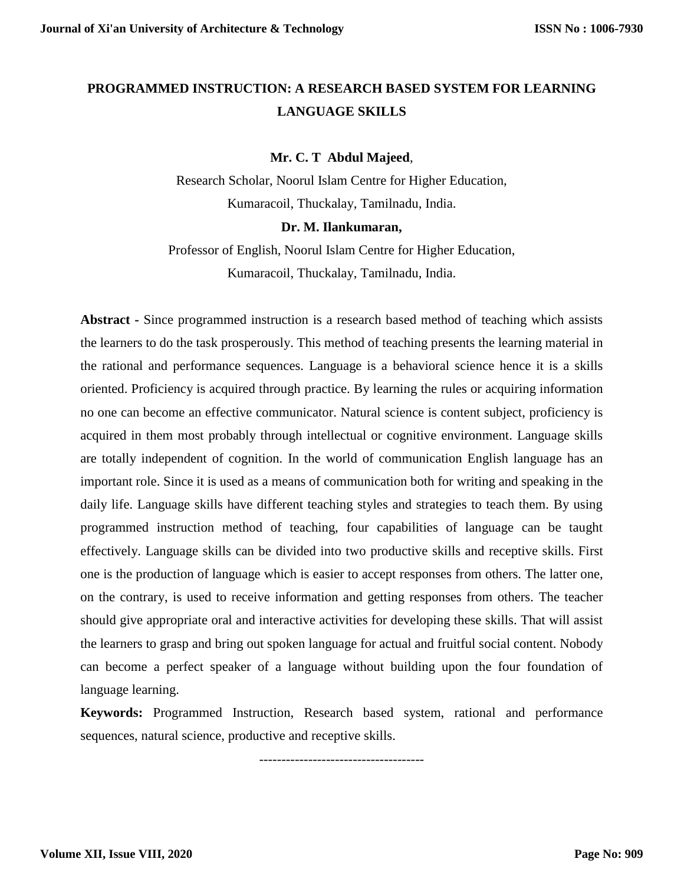# PROGRAMMED INSTRUCTION: A RESEARCH BASED SYSTEM FOR LEARNING LANGUAGE SKILLS

**Mr. C. T Abdul Majeed**,

Research Scholar, Noorul Islam Centre for Higher Education,
Kumaracoil, Thuckalay, Tamilnadu, India.

**Dr. M. Ilankumaran,**

Professor of English, Noorul Islam Centre for Higher Education,
Kumaracoil, Thuckalay, Tamilnadu, India.

**Abstract -** Since programmed instruction is a research based method of teaching which assists the learners to do the task prosperously. This method of teaching presents the learning material in the rational and performance sequences. Language is a behavioral science hence it is a skills oriented. Proficiency is acquired through practice. By learning the rules or acquiring information no one can become an effective communicator. Natural science is content subject, proficiency is acquired in them most probably through intellectual or cognitive environment. Language skills are totally independent of cognition. In the world of communication English language has an important role. Since it is used as a means of communication both for writing and speaking in the daily life. Language skills have different teaching styles and strategies to teach them. By using programmed instruction method of teaching, four capabilities of language can be taught effectively. Language skills can be divided into two productive skills and receptive skills. First one is the production of language which is easier to accept responses from others. The latter one, on the contrary, is used to receive information and getting responses from others. The teacher should give appropriate oral and interactive activities for developing these skills. That will assist the learners to grasp and bring out spoken language for actual and fruitful social content. Nobody can become a perfect speaker of a language without building upon the four foundation of language learning.

**Keywords:** Programmed Instruction, Research based system, rational and performance sequences, natural science, productive and receptive skills.

-------------------------------------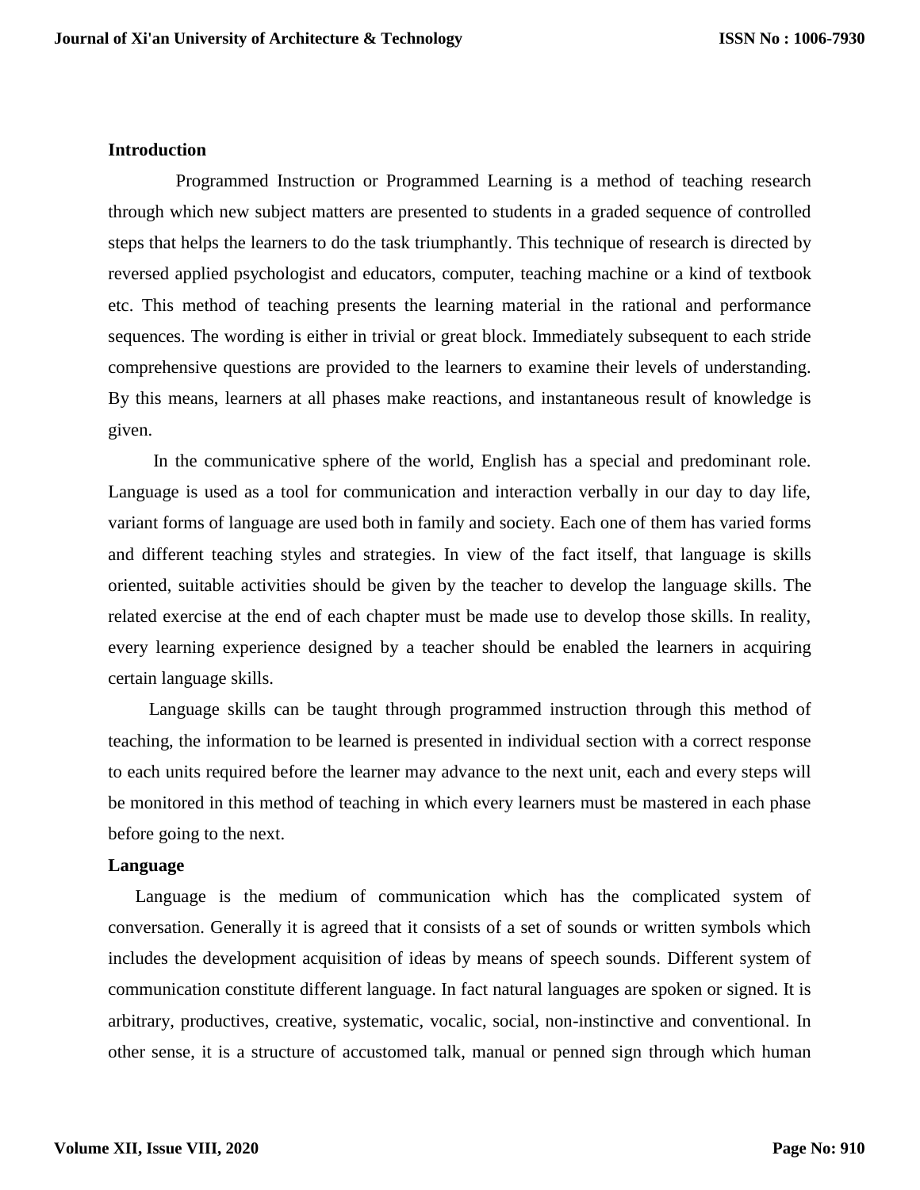**Introduction**

Programmed Instruction or Programmed Learning is a method of teaching research through which new subject matters are presented to students in a graded sequence of controlled steps that helps the learners to do the task triumphantly. This technique of research is directed by reversed applied psychologist and educators, computer, teaching machine or a kind of textbook etc. This method of teaching presents the learning material in the rational and performance sequences. The wording is either in trivial or great block. Immediately subsequent to each stride comprehensive questions are provided to the learners to examine their levels of understanding. By this means, learners at all phases make reactions, and instantaneous result of knowledge is given.

In the communicative sphere of the world, English has a special and predominant role. Language is used as a tool for communication and interaction verbally in our day to day life, variant forms of language are used both in family and society. Each one of them has varied forms and different teaching styles and strategies. In view of the fact itself, that language is skills oriented, suitable activities should be given by the teacher to develop the language skills. The related exercise at the end of each chapter must be made use to develop those skills. In reality, every learning experience designed by a teacher should be enabled the learners in acquiring certain language skills.

Language skills can be taught through programmed instruction through this method of teaching, the information to be learned is presented in individual section with a correct response to each units required before the learner may advance to the next unit, each and every steps will be monitored in this method of teaching in which every learners must be mastered in each phase before going to the next.

**Language**

Language is the medium of communication which has the complicated system of conversation. Generally it is agreed that it consists of a set of sounds or written symbols which includes the development acquisition of ideas by means of speech sounds. Different system of communication constitute different language. In fact natural languages are spoken or signed. It is arbitrary, productives, creative, systematic, vocalic, social, non-instinctive and conventional. In other sense, it is a structure of accustomed talk, manual or penned sign through which human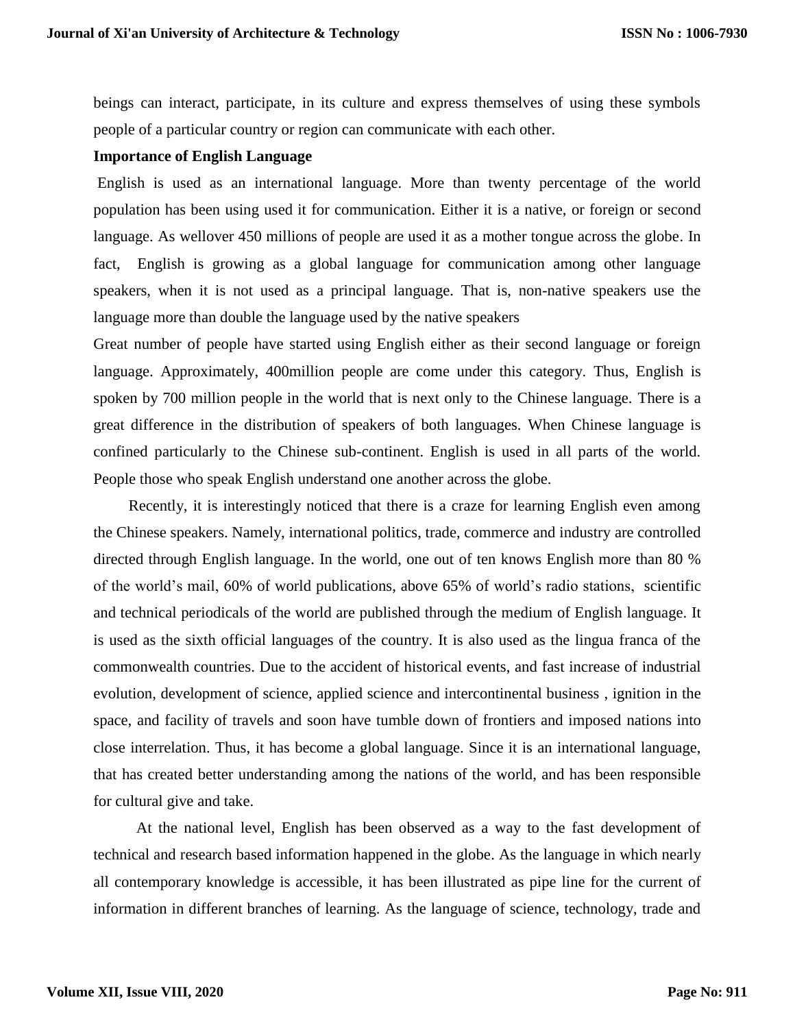beings can interact, participate, in its culture and express themselves of using these symbols people of a particular country or region can communicate with each other.

**Importance of English Language**

English is used as an international language. More than twenty percentage of the world population has been using used it for communication. Either it is a native, or foreign or second language. As wellover 450 millions of people are used it as a mother tongue across the globe. In fact, English is growing as a global language for communication among other language speakers, when it is not used as a principal language. That is, non-native speakers use the language more than double the language used by the native speakers

Great number of people have started using English either as their second language or foreign language. Approximately, 400million people are come under this category. Thus, English is spoken by 700 million people in the world that is next only to the Chinese language. There is a great difference in the distribution of speakers of both languages. When Chinese language is confined particularly to the Chinese sub-continent. English is used in all parts of the world. People those who speak English understand one another across the globe.

Recently, it is interestingly noticed that there is a craze for learning English even among the Chinese speakers. Namely, international politics, trade, commerce and industry are controlled directed through English language. In the world, one out of ten knows English more than 80 % of the world's mail, 60% of world publications, above 65% of world's radio stations, scientific and technical periodicals of the world are published through the medium of English language. It is used as the sixth official languages of the country. It is also used as the lingua franca of the commonwealth countries. Due to the accident of historical events, and fast increase of industrial evolution, development of science, applied science and intercontinental business , ignition in the space, and facility of travels and soon have tumble down of frontiers and imposed nations into close interrelation. Thus, it has become a global language. Since it is an international language, that has created better understanding among the nations of the world, and has been responsible for cultural give and take.

At the national level, English has been observed as a way to the fast development of technical and research based information happened in the globe. As the language in which nearly all contemporary knowledge is accessible, it has been illustrated as pipe line for the current of information in different branches of learning. As the language of science, technology, trade and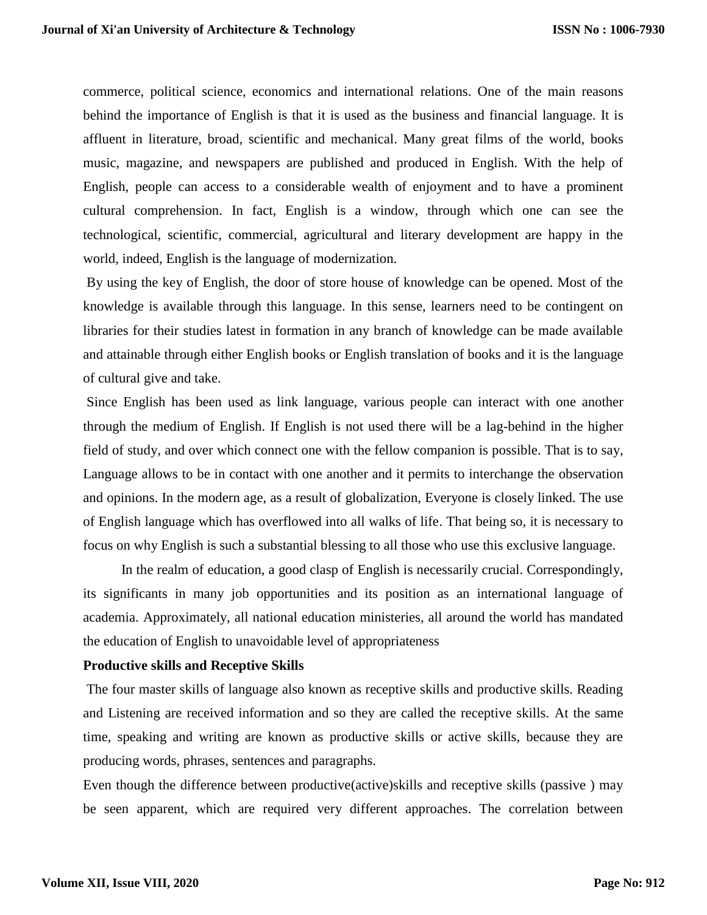commerce, political science, economics and international relations. One of the main reasons behind the importance of English is that it is used as the business and financial language. It is affluent in literature, broad, scientific and mechanical. Many great films of the world, books music, magazine, and newspapers are published and produced in English. With the help of English, people can access to a considerable wealth of enjoyment and to have a prominent cultural comprehension. In fact, English is a window, through which one can see the technological, scientific, commercial, agricultural and literary development are happy in the world, indeed, English is the language of modernization.

By using the key of English, the door of store house of knowledge can be opened. Most of the knowledge is available through this language. In this sense, learners need to be contingent on libraries for their studies latest in formation in any branch of knowledge can be made available and attainable through either English books or English translation of books and it is the language of cultural give and take.

Since English has been used as link language, various people can interact with one another through the medium of English. If English is not used there will be a lag-behind in the higher field of study, and over which connect one with the fellow companion is possible. That is to say, Language allows to be in contact with one another and it permits to interchange the observation and opinions. In the modern age, as a result of globalization, Everyone is closely linked. The use of English language which has overflowed into all walks of life. That being so, it is necessary to focus on why English is such a substantial blessing to all those who use this exclusive language.

In the realm of education, a good clasp of English is necessarily crucial. Correspondingly, its significants in many job opportunities and its position as an international language of academia. Approximately, all national education ministeries, all around the world has mandated the education of English to unavoidable level of appropriateness

**Productive skills and Receptive Skills**

The four master skills of language also known as receptive skills and productive skills. Reading and Listening are received information and so they are called the receptive skills. At the same time, speaking and writing are known as productive skills or active skills, because they are producing words, phrases, sentences and paragraphs.

Even though the difference between productive(active)skills and receptive skills (passive ) may be seen apparent, which are required very different approaches. The correlation between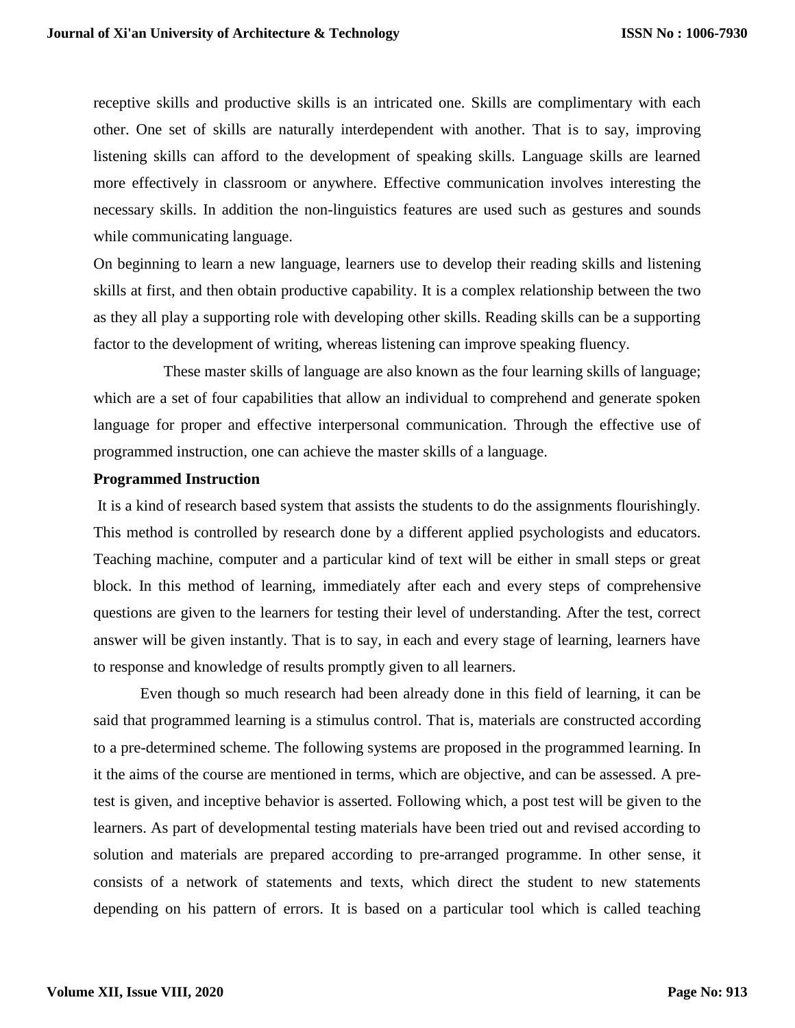receptive skills and productive skills is an intricated one. Skills are complimentary with each other. One set of skills are naturally interdependent with another. That is to say, improving listening skills can afford to the development of speaking skills. Language skills are learned more effectively in classroom or anywhere. Effective communication involves interesting the necessary skills. In addition the non-linguistics features are used such as gestures and sounds while communicating language.

On beginning to learn a new language, learners use to develop their reading skills and listening skills at first, and then obtain productive capability. It is a complex relationship between the two as they all play a supporting role with developing other skills. Reading skills can be a supporting factor to the development of writing, whereas listening can improve speaking fluency.

These master skills of language are also known as the four learning skills of language; which are a set of four capabilities that allow an individual to comprehend and generate spoken language for proper and effective interpersonal communication. Through the effective use of programmed instruction, one can achieve the master skills of a language.

**Programmed Instruction**

It is a kind of research based system that assists the students to do the assignments flourishingly. This method is controlled by research done by a different applied psychologists and educators. Teaching machine, computer and a particular kind of text will be either in small steps or great block. In this method of learning, immediately after each and every steps of comprehensive questions are given to the learners for testing their level of understanding. After the test, correct answer will be given instantly. That is to say, in each and every stage of learning, learners have to response and knowledge of results promptly given to all learners.

Even though so much research had been already done in this field of learning, it can be said that programmed learning is a stimulus control. That is, materials are constructed according to a pre-determined scheme. The following systems are proposed in the programmed learning. In it the aims of the course are mentioned in terms, which are objective, and can be assessed. A pre-test is given, and inceptive behavior is asserted. Following which, a post test will be given to the learners. As part of developmental testing materials have been tried out and revised according to solution and materials are prepared according to pre-arranged programme. In other sense, it consists of a network of statements and texts, which direct the student to new statements depending on his pattern of errors. It is based on a particular tool which is called teaching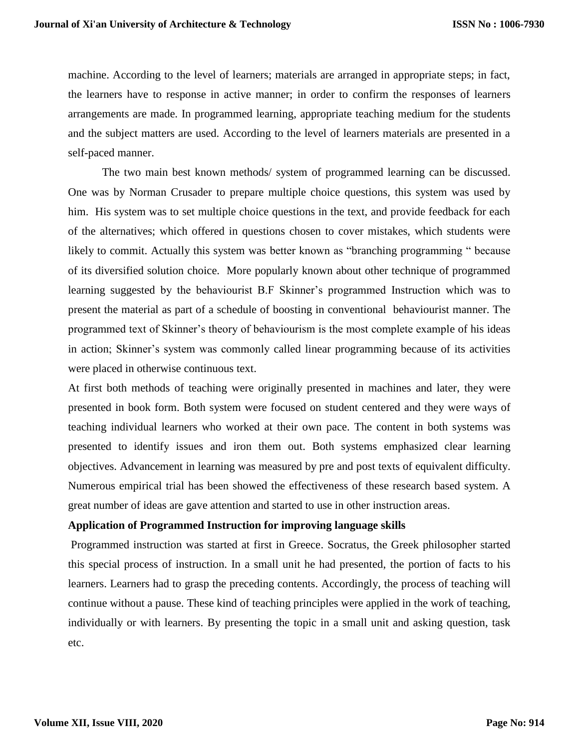machine. According to the level of learners; materials are arranged in appropriate steps; in fact, the learners have to response in active manner; in order to confirm the responses of learners arrangements are made. In programmed learning, appropriate teaching medium for the students and the subject matters are used. According to the level of learners materials are presented in a self-paced manner.

The two main best known methods/ system of programmed learning can be discussed. One was by Norman Crusader to prepare multiple choice questions, this system was used by him. His system was to set multiple choice questions in the text, and provide feedback for each of the alternatives; which offered in questions chosen to cover mistakes, which students were likely to commit. Actually this system was better known as "branching programming " because of its diversified solution choice. More popularly known about other technique of programmed learning suggested by the behaviourist B.F Skinner's programmed Instruction which was to present the material as part of a schedule of boosting in conventional behaviourist manner. The programmed text of Skinner's theory of behaviourism is the most complete example of his ideas in action; Skinner's system was commonly called linear programming because of its activities were placed in otherwise continuous text.

At first both methods of teaching were originally presented in machines and later, they were presented in book form. Both system were focused on student centered and they were ways of teaching individual learners who worked at their own pace. The content in both systems was presented to identify issues and iron them out. Both systems emphasized clear learning objectives. Advancement in learning was measured by pre and post texts of equivalent difficulty. Numerous empirical trial has been showed the effectiveness of these research based system. A great number of ideas are gave attention and started to use in other instruction areas.

**Application of Programmed Instruction for improving language skills**

Programmed instruction was started at first in Greece. Socratus, the Greek philosopher started this special process of instruction. In a small unit he had presented, the portion of facts to his learners. Learners had to grasp the preceding contents. Accordingly, the process of teaching will continue without a pause. These kind of teaching principles were applied in the work of teaching, individually or with learners. By presenting the topic in a small unit and asking question, task etc.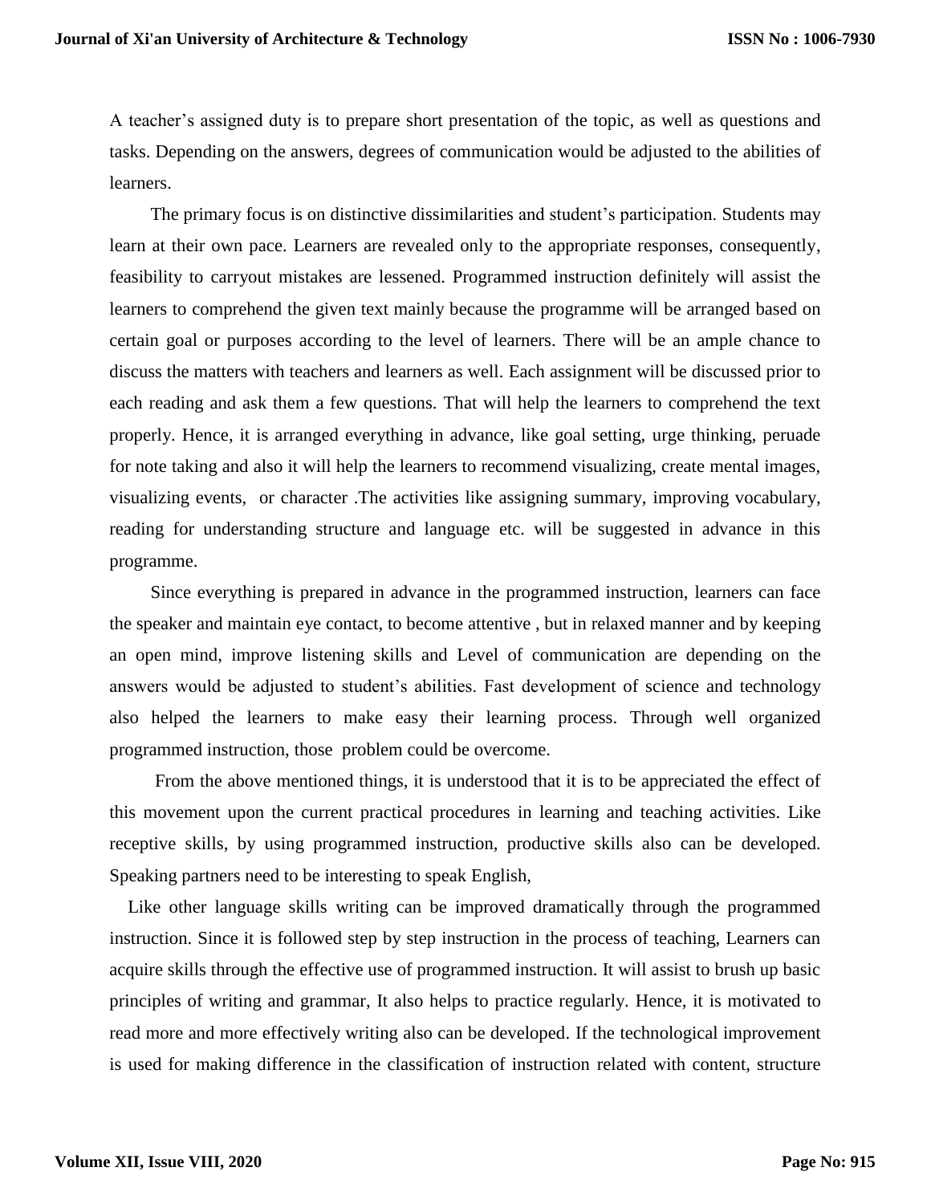A teacher's assigned duty is to prepare short presentation of the topic, as well as questions and tasks. Depending on the answers, degrees of communication would be adjusted to the abilities of learners.

The primary focus is on distinctive dissimilarities and student's participation. Students may learn at their own pace. Learners are revealed only to the appropriate responses, consequently, feasibility to carryout mistakes are lessened. Programmed instruction definitely will assist the learners to comprehend the given text mainly because the programme will be arranged based on certain goal or purposes according to the level of learners. There will be an ample chance to discuss the matters with teachers and learners as well. Each assignment will be discussed prior to each reading and ask them a few questions. That will help the learners to comprehend the text properly. Hence, it is arranged everything in advance, like goal setting, urge thinking, peruade for note taking and also it will help the learners to recommend visualizing, create mental images, visualizing events, or character .The activities like assigning summary, improving vocabulary, reading for understanding structure and language etc. will be suggested in advance in this programme.

Since everything is prepared in advance in the programmed instruction, learners can face the speaker and maintain eye contact, to become attentive , but in relaxed manner and by keeping an open mind, improve listening skills and Level of communication are depending on the answers would be adjusted to student's abilities. Fast development of science and technology also helped the learners to make easy their learning process. Through well organized programmed instruction, those problem could be overcome.

From the above mentioned things, it is understood that it is to be appreciated the effect of this movement upon the current practical procedures in learning and teaching activities. Like receptive skills, by using programmed instruction, productive skills also can be developed. Speaking partners need to be interesting to speak English,

Like other language skills writing can be improved dramatically through the programmed instruction. Since it is followed step by step instruction in the process of teaching, Learners can acquire skills through the effective use of programmed instruction. It will assist to brush up basic principles of writing and grammar, It also helps to practice regularly. Hence, it is motivated to read more and more effectively writing also can be developed. If the technological improvement is used for making difference in the classification of instruction related with content, structure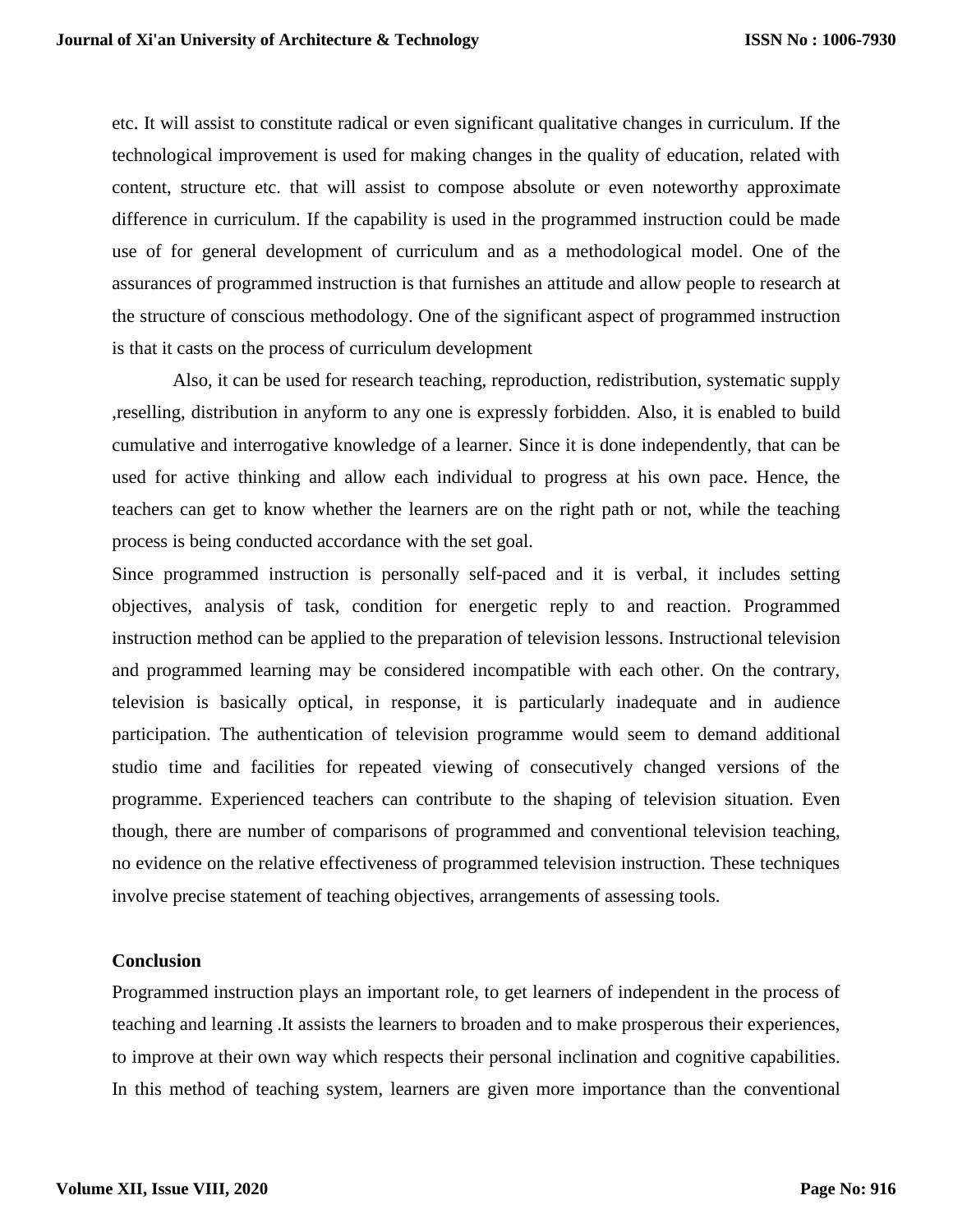etc. It will assist to constitute radical or even significant qualitative changes in curriculum. If the technological improvement is used for making changes in the quality of education, related with content, structure etc. that will assist to compose absolute or even noteworthy approximate difference in curriculum. If the capability is used in the programmed instruction could be made use of for general development of curriculum and as a methodological model. One of the assurances of programmed instruction is that furnishes an attitude and allow people to research at the structure of conscious methodology. One of the significant aspect of programmed instruction is that it casts on the process of curriculum development

Also, it can be used for research teaching, reproduction, redistribution, systematic supply ,reselling, distribution in anyform to any one is expressly forbidden. Also, it is enabled to build cumulative and interrogative knowledge of a learner. Since it is done independently, that can be used for active thinking and allow each individual to progress at his own pace. Hence, the teachers can get to know whether the learners are on the right path or not, while the teaching process is being conducted accordance with the set goal.

Since programmed instruction is personally self-paced and it is verbal, it includes setting objectives, analysis of task, condition for energetic reply to and reaction. Programmed instruction method can be applied to the preparation of television lessons. Instructional television and programmed learning may be considered incompatible with each other. On the contrary, television is basically optical, in response, it is particularly inadequate and in audience participation. The authentication of television programme would seem to demand additional studio time and facilities for repeated viewing of consecutively changed versions of the programme. Experienced teachers can contribute to the shaping of television situation. Even though, there are number of comparisons of programmed and conventional television teaching, no evidence on the relative effectiveness of programmed television instruction. These techniques involve precise statement of teaching objectives, arrangements of assessing tools.

## Conclusion

Programmed instruction plays an important role, to get learners of independent in the process of teaching and learning .It assists the learners to broaden and to make prosperous their experiences, to improve at their own way which respects their personal inclination and cognitive capabilities. In this method of teaching system, learners are given more importance than the conventional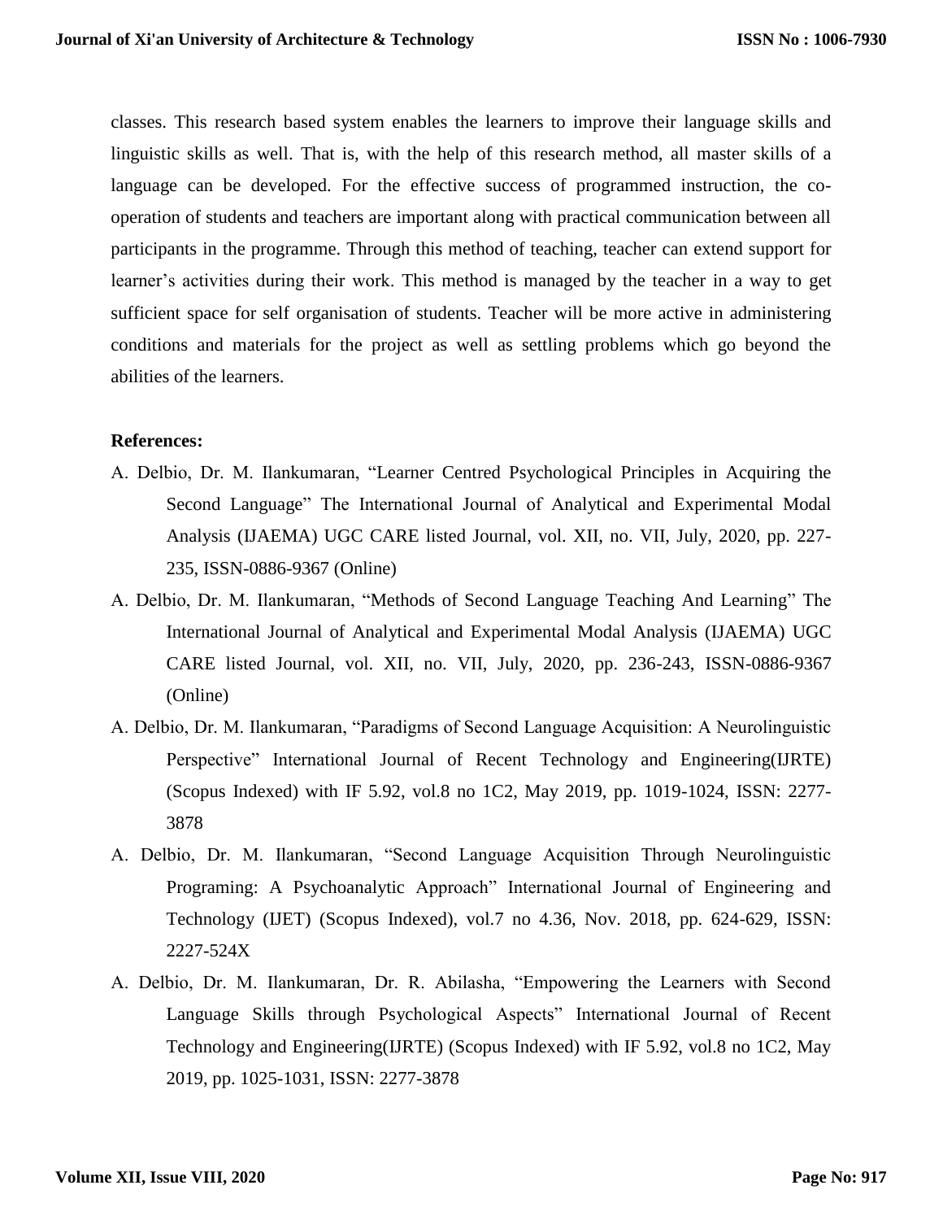classes. This research based system enables the learners to improve their language skills and linguistic skills as well. That is, with the help of this research method, all master skills of a language can be developed. For the effective success of programmed instruction, the co-operation of students and teachers are important along with practical communication between all participants in the programme. Through this method of teaching, teacher can extend support for learner's activities during their work. This method is managed by the teacher in a way to get sufficient space for self organisation of students. Teacher will be more active in administering conditions and materials for the project as well as settling problems which go beyond the abilities of the learners.

**References:**

A. Delbio, Dr. M. Ilankumaran, "Learner Centred Psychological Principles in Acquiring the Second Language" The International Journal of Analytical and Experimental Modal Analysis (IJAEMA) UGC CARE listed Journal, vol. XII, no. VII, July, 2020, pp. 227-235, ISSN-0886-9367 (Online)

A. Delbio, Dr. M. Ilankumaran, "Methods of Second Language Teaching And Learning" The International Journal of Analytical and Experimental Modal Analysis (IJAEMA) UGC CARE listed Journal, vol. XII, no. VII, July, 2020, pp. 236-243, ISSN-0886-9367 (Online)

A. Delbio, Dr. M. Ilankumaran, "Paradigms of Second Language Acquisition: A Neurolinguistic Perspective" International Journal of Recent Technology and Engineering(IJRTE) (Scopus Indexed) with IF 5.92, vol.8 no 1C2, May 2019, pp. 1019-1024, ISSN: 2277-3878

A. Delbio, Dr. M. Ilankumaran, "Second Language Acquisition Through Neurolinguistic Programing: A Psychoanalytic Approach" International Journal of Engineering and Technology (IJET) (Scopus Indexed), vol.7 no 4.36, Nov. 2018, pp. 624-629, ISSN: 2227-524X

A. Delbio, Dr. M. Ilankumaran, Dr. R. Abilasha, "Empowering the Learners with Second Language Skills through Psychological Aspects" International Journal of Recent Technology and Engineering(IJRTE) (Scopus Indexed) with IF 5.92, vol.8 no 1C2, May 2019, pp. 1025-1031, ISSN: 2277-3878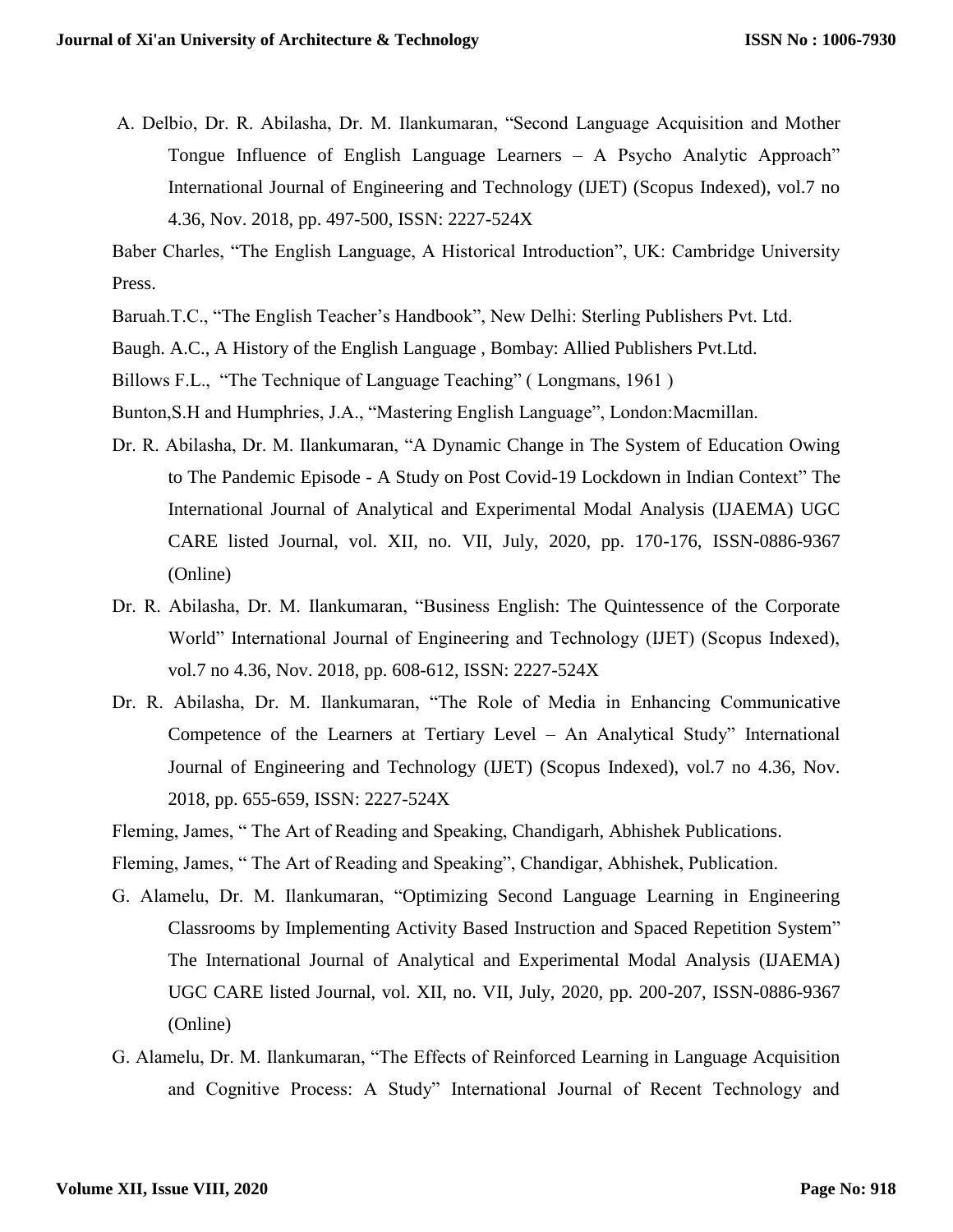A. Delbio, Dr. R. Abilasha, Dr. M. Ilankumaran, "Second Language Acquisition and Mother Tongue Influence of English Language Learners – A Psycho Analytic Approach" International Journal of Engineering and Technology (IJET) (Scopus Indexed), vol.7 no 4.36, Nov. 2018, pp. 497-500, ISSN: 2227-524X

Baber Charles, "The English Language, A Historical Introduction", UK: Cambridge University Press.

Baruah.T.C., "The English Teacher's Handbook", New Delhi: Sterling Publishers Pvt. Ltd.

Baugh. A.C., A History of the English Language , Bombay: Allied Publishers Pvt.Ltd.

Billows F.L., "The Technique of Language Teaching" ( Longmans, 1961 )

Bunton,S.H and Humphries, J.A., "Mastering English Language", London:Macmillan.

Dr. R. Abilasha, Dr. M. Ilankumaran, "A Dynamic Change in The System of Education Owing to The Pandemic Episode - A Study on Post Covid-19 Lockdown in Indian Context" The International Journal of Analytical and Experimental Modal Analysis (IJAEMA) UGC CARE listed Journal, vol. XII, no. VII, July, 2020, pp. 170-176, ISSN-0886-9367 (Online)

Dr. R. Abilasha, Dr. M. Ilankumaran, "Business English: The Quintessence of the Corporate World" International Journal of Engineering and Technology (IJET) (Scopus Indexed), vol.7 no 4.36, Nov. 2018, pp. 608-612, ISSN: 2227-524X

Dr. R. Abilasha, Dr. M. Ilankumaran, "The Role of Media in Enhancing Communicative Competence of the Learners at Tertiary Level – An Analytical Study" International Journal of Engineering and Technology (IJET) (Scopus Indexed), vol.7 no 4.36, Nov. 2018, pp. 655-659, ISSN: 2227-524X

Fleming, James, " The Art of Reading and Speaking, Chandigarh, Abhishek Publications.

Fleming, James, " The Art of Reading and Speaking", Chandigar, Abhishek, Publication.

G. Alamelu, Dr. M. Ilankumaran, "Optimizing Second Language Learning in Engineering Classrooms by Implementing Activity Based Instruction and Spaced Repetition System" The International Journal of Analytical and Experimental Modal Analysis (IJAEMA) UGC CARE listed Journal, vol. XII, no. VII, July, 2020, pp. 200-207, ISSN-0886-9367 (Online)

G. Alamelu, Dr. M. Ilankumaran, "The Effects of Reinforced Learning in Language Acquisition and Cognitive Process: A Study" International Journal of Recent Technology and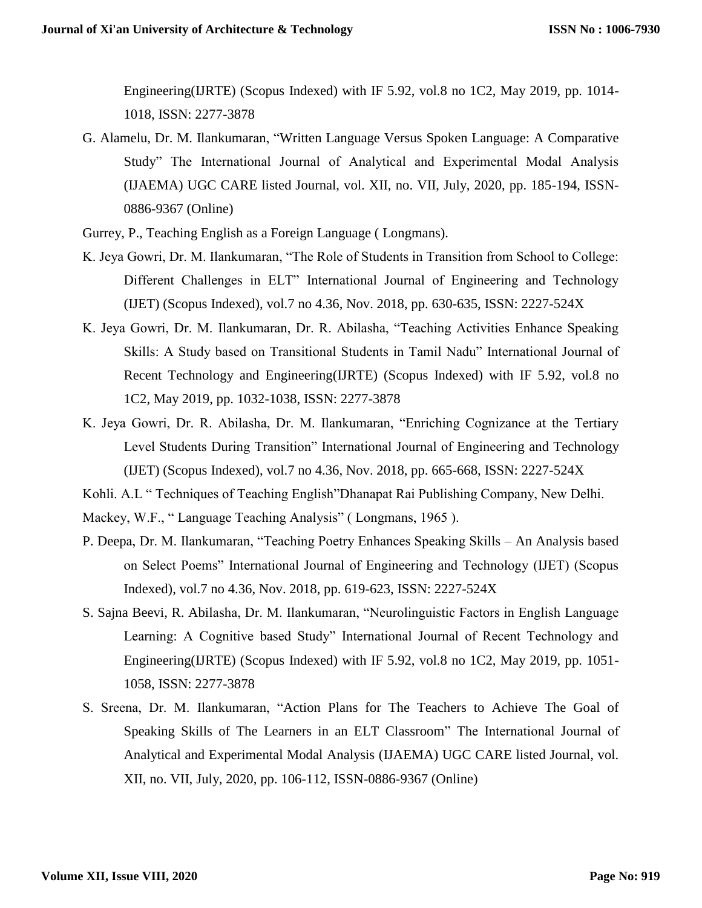Engineering(IJRTE) (Scopus Indexed) with IF 5.92, vol.8 no 1C2, May 2019, pp. 1014-1018, ISSN: 2277-3878

G. Alamelu, Dr. M. Ilankumaran, "Written Language Versus Spoken Language: A Comparative Study" The International Journal of Analytical and Experimental Modal Analysis (IJAEMA) UGC CARE listed Journal, vol. XII, no. VII, July, 2020, pp. 185-194, ISSN-0886-9367 (Online)

Gurrey, P., Teaching English as a Foreign Language ( Longmans).

K. Jeya Gowri, Dr. M. Ilankumaran, "The Role of Students in Transition from School to College: Different Challenges in ELT" International Journal of Engineering and Technology (IJET) (Scopus Indexed), vol.7 no 4.36, Nov. 2018, pp. 630-635, ISSN: 2227-524X

K. Jeya Gowri, Dr. M. Ilankumaran, Dr. R. Abilasha, "Teaching Activities Enhance Speaking Skills: A Study based on Transitional Students in Tamil Nadu" International Journal of Recent Technology and Engineering(IJRTE) (Scopus Indexed) with IF 5.92, vol.8 no 1C2, May 2019, pp. 1032-1038, ISSN: 2277-3878

K. Jeya Gowri, Dr. R. Abilasha, Dr. M. Ilankumaran, "Enriching Cognizance at the Tertiary Level Students During Transition" International Journal of Engineering and Technology (IJET) (Scopus Indexed), vol.7 no 4.36, Nov. 2018, pp. 665-668, ISSN: 2227-524X

Kohli. A.L " Techniques of Teaching English"Dhanapat Rai Publishing Company, New Delhi.

Mackey, W.F., " Language Teaching Analysis" ( Longmans, 1965 ).

P. Deepa, Dr. M. Ilankumaran, "Teaching Poetry Enhances Speaking Skills – An Analysis based on Select Poems" International Journal of Engineering and Technology (IJET) (Scopus Indexed), vol.7 no 4.36, Nov. 2018, pp. 619-623, ISSN: 2227-524X

S. Sajna Beevi, R. Abilasha, Dr. M. Ilankumaran, "Neurolinguistic Factors in English Language Learning: A Cognitive based Study" International Journal of Recent Technology and Engineering(IJRTE) (Scopus Indexed) with IF 5.92, vol.8 no 1C2, May 2019, pp. 1051-1058, ISSN: 2277-3878

S. Sreena, Dr. M. Ilankumaran, "Action Plans for The Teachers to Achieve The Goal of Speaking Skills of The Learners in an ELT Classroom" The International Journal of Analytical and Experimental Modal Analysis (IJAEMA) UGC CARE listed Journal, vol. XII, no. VII, July, 2020, pp. 106-112, ISSN-0886-9367 (Online)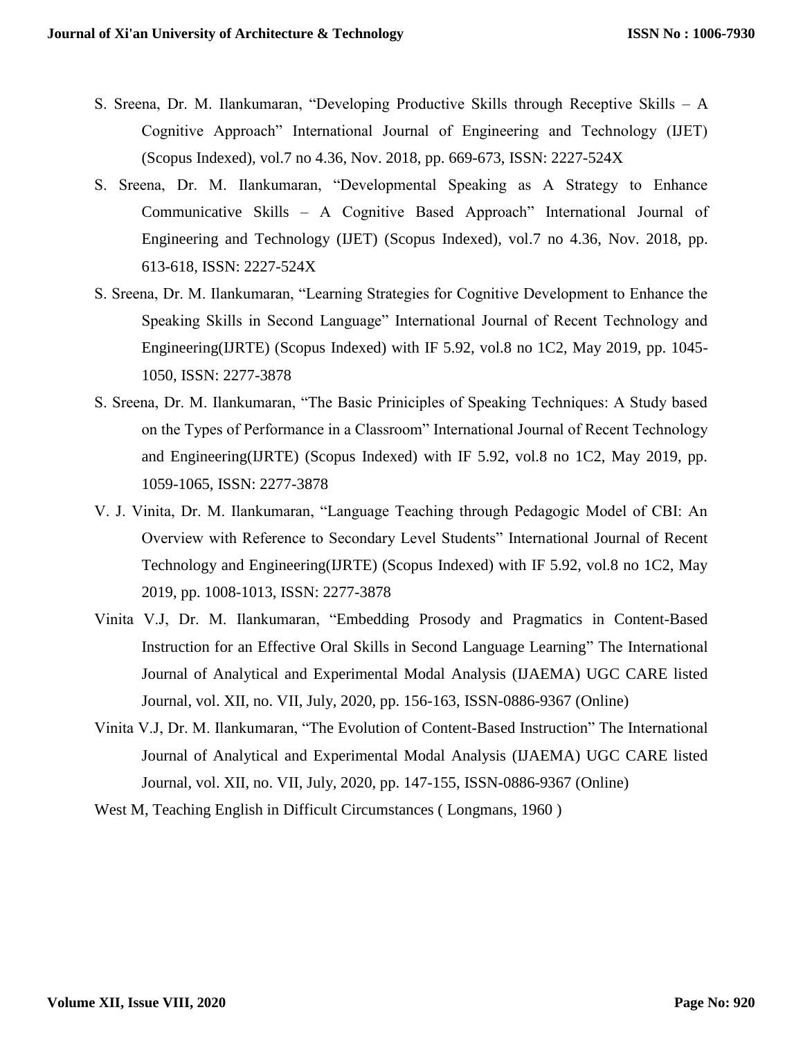S. Sreena, Dr. M. Ilankumaran, "Developing Productive Skills through Receptive Skills – A Cognitive Approach" International Journal of Engineering and Technology (IJET) (Scopus Indexed), vol.7 no 4.36, Nov. 2018, pp. 669-673, ISSN: 2227-524X

S. Sreena, Dr. M. Ilankumaran, "Developmental Speaking as A Strategy to Enhance Communicative Skills – A Cognitive Based Approach" International Journal of Engineering and Technology (IJET) (Scopus Indexed), vol.7 no 4.36, Nov. 2018, pp. 613-618, ISSN: 2227-524X

S. Sreena, Dr. M. Ilankumaran, "Learning Strategies for Cognitive Development to Enhance the Speaking Skills in Second Language" International Journal of Recent Technology and Engineering(IJRTE) (Scopus Indexed) with IF 5.92, vol.8 no 1C2, May 2019, pp. 1045-1050, ISSN: 2277-3878

S. Sreena, Dr. M. Ilankumaran, "The Basic Priniciples of Speaking Techniques: A Study based on the Types of Performance in a Classroom" International Journal of Recent Technology and Engineering(IJRTE) (Scopus Indexed) with IF 5.92, vol.8 no 1C2, May 2019, pp. 1059-1065, ISSN: 2277-3878

V. J. Vinita, Dr. M. Ilankumaran, "Language Teaching through Pedagogic Model of CBI: An Overview with Reference to Secondary Level Students" International Journal of Recent Technology and Engineering(IJRTE) (Scopus Indexed) with IF 5.92, vol.8 no 1C2, May 2019, pp. 1008-1013, ISSN: 2277-3878

Vinita V.J, Dr. M. Ilankumaran, "Embedding Prosody and Pragmatics in Content-Based Instruction for an Effective Oral Skills in Second Language Learning" The International Journal of Analytical and Experimental Modal Analysis (IJAEMA) UGC CARE listed Journal, vol. XII, no. VII, July, 2020, pp. 156-163, ISSN-0886-9367 (Online)

Vinita V.J, Dr. M. Ilankumaran, "The Evolution of Content-Based Instruction" The International Journal of Analytical and Experimental Modal Analysis (IJAEMA) UGC CARE listed Journal, vol. XII, no. VII, July, 2020, pp. 147-155, ISSN-0886-9367 (Online)

West M, Teaching English in Difficult Circumstances ( Longmans, 1960 )